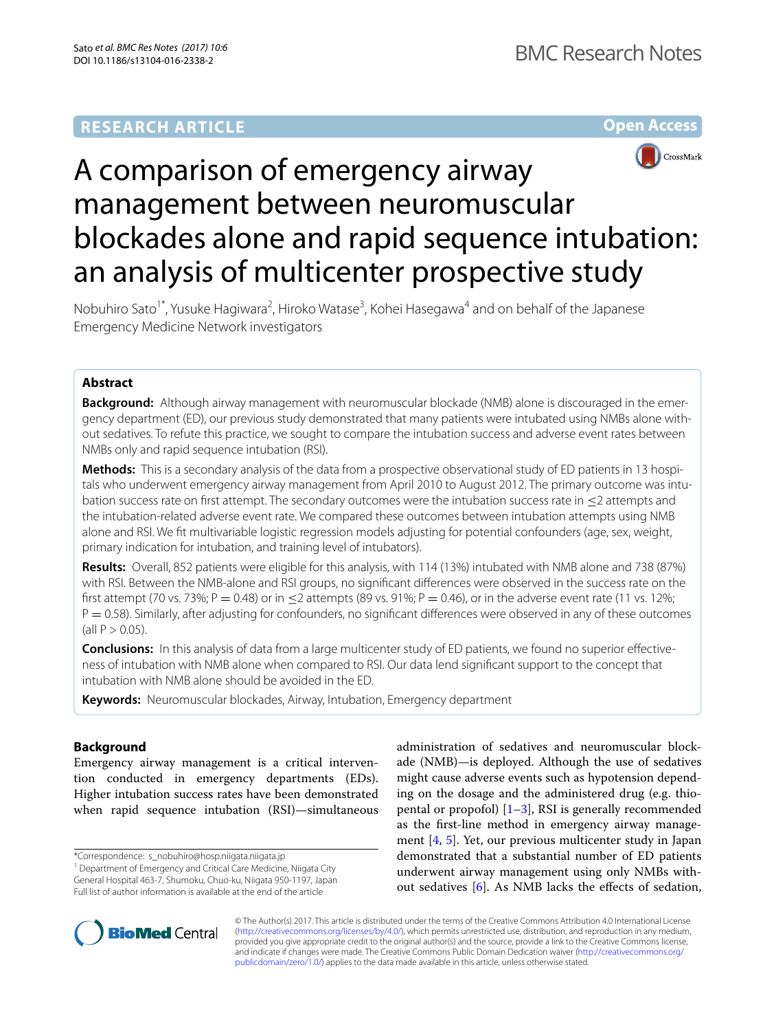RESEARCH ARTICLE

Open Access

# A comparison of emergency airway management between neuromuscular blockades alone and rapid sequence intubation: an analysis of multicenter prospective study

Nobuhiro Sato[1*], Yusuke Hagiwara[2], Hiroko Watase[3], Kohei Hasegawa[4] and on behalf of the Japanese Emergency Medicine Network investigators

## Abstract

**Background:** Although airway management with neuromuscular blockade (NMB) alone is discouraged in the emergency department (ED), our previous study demonstrated that many patients were intubated using NMBs alone without sedatives. To refute this practice, we sought to compare the intubation success and adverse event rates between NMBs only and rapid sequence intubation (RSI).

**Methods:** This is a secondary analysis of the data from a prospective observational study of ED patients in 13 hospitals who underwent emergency airway management from April 2010 to August 2012. The primary outcome was intubation success rate on first attempt. The secondary outcomes were the intubation success rate in ≤2 attempts and the intubation-related adverse event rate. We compared these outcomes between intubation attempts using NMB alone and RSI. We fit multivariable logistic regression models adjusting for potential confounders (age, sex, weight, primary indication for intubation, and training level of intubators).

**Results:** Overall, 852 patients were eligible for this analysis, with 114 (13%) intubated with NMB alone and 738 (87%) with RSI. Between the NMB-alone and RSI groups, no significant differences were observed in the success rate on the first attempt (70 vs. 73%; P = 0.48) or in ≤2 attempts (89 vs. 91%; P = 0.46), or in the adverse event rate (11 vs. 12%; P = 0.58). Similarly, after adjusting for confounders, no significant differences were observed in any of these outcomes (all P > 0.05).

**Conclusions:** In this analysis of data from a large multicenter study of ED patients, we found no superior effectiveness of intubation with NMB alone when compared to RSI. Our data lend significant support to the concept that intubation with NMB alone should be avoided in the ED.

**Keywords:** Neuromuscular blockades, Airway, Intubation, Emergency department

## Background

Emergency airway management is a critical intervention conducted in emergency departments (EDs). Higher intubation success rates have been demonstrated when rapid sequence intubation (RSI)—simultaneous administration of sedatives and neuromuscular blockade (NMB)—is deployed. Although the use of sedatives might cause adverse events such as hypotension depending on the dosage and the administered drug (e.g. thiopental or propofol) [1–3], RSI is generally recommended as the first-line method in emergency airway management [4, 5]. Yet, our previous multicenter study in Japan demonstrated that a substantial number of ED patients underwent airway management using only NMBs without sedatives [6]. As NMB lacks the effects of sedation,

*Correspondence: s_nobuhiro@hosp.niigata.niigata.jp
[1] Department of Emergency and Critical Care Medicine, Niigata City General Hospital 463-7, Shumoku, Chuo-ku, Niigata 950-1197, Japan
Full list of author information is available at the end of the article

© The Author(s) 2017. This article is distributed under the terms of the Creative Commons Attribution 4.0 International License (http://creativecommons.org/licenses/by/4.0/), which permits unrestricted use, distribution, and reproduction in any medium, provided you give appropriate credit to the original author(s) and the source, provide a link to the Creative Commons license, and indicate if changes were made. The Creative Commons Public Domain Dedication waiver (http://creativecommons.org/publicdomain/zero/1.0/) applies to the data made available in this article, unless otherwise stated.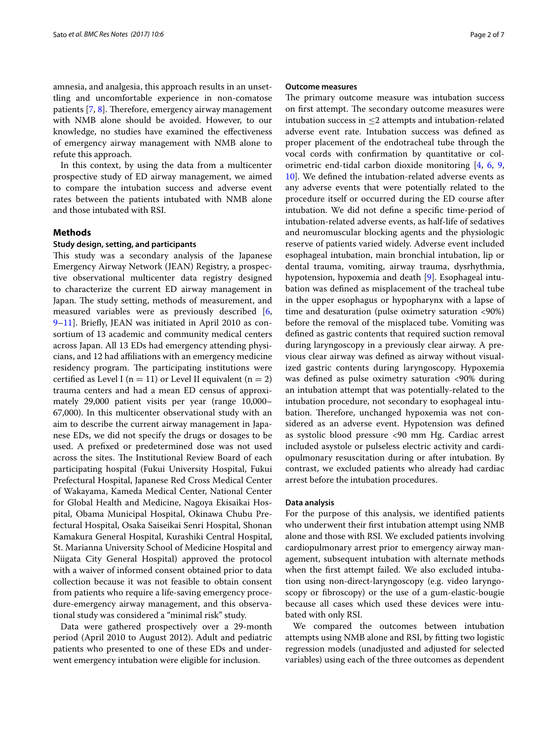amnesia, and analgesia, this approach results in an unsettling and uncomfortable experience in non-comatose patients [7, 8]. Therefore, emergency airway management with NMB alone should be avoided. However, to our knowledge, no studies have examined the effectiveness of emergency airway management with NMB alone to refute this approach.

In this context, by using the data from a multicenter prospective study of ED airway management, we aimed to compare the intubation success and adverse event rates between the patients intubated with NMB alone and those intubated with RSI.

## Methods

### Study design, setting, and participants

This study was a secondary analysis of the Japanese Emergency Airway Network (JEAN) Registry, a prospective observational multicenter data registry designed to characterize the current ED airway management in Japan. The study setting, methods of measurement, and measured variables were as previously described [6, 9–11]. Briefly, JEAN was initiated in April 2010 as consortium of 13 academic and community medical centers across Japan. All 13 EDs had emergency attending physicians, and 12 had affiliations with an emergency medicine residency program. The participating institutions were certified as Level I ($n = 11$) or Level II equivalent ($n = 2$) trauma centers and had a mean ED census of approximately 29,000 patient visits per year (range 10,000–67,000). In this multicenter observational study with an aim to describe the current airway management in Japanese EDs, we did not specify the drugs or dosages to be used. A prefixed or predetermined dose was not used across the sites. The Institutional Review Board of each participating hospital (Fukui University Hospital, Fukui Prefectural Hospital, Japanese Red Cross Medical Center of Wakayama, Kameda Medical Center, National Center for Global Health and Medicine, Nagoya Ekisaikai Hospital, Obama Municipal Hospital, Okinawa Chubu Prefectural Hospital, Osaka Saiseikai Senri Hospital, Shonan Kamakura General Hospital, Kurashiki Central Hospital, St. Marianna University School of Medicine Hospital and Niigata City General Hospital) approved the protocol with a waiver of informed consent obtained prior to data collection because it was not feasible to obtain consent from patients who require a life-saving emergency procedure-emergency airway management, and this observational study was considered a "minimal risk" study.

Data were gathered prospectively over a 29-month period (April 2010 to August 2012). Adult and pediatric patients who presented to one of these EDs and underwent emergency intubation were eligible for inclusion.

### Outcome measures

The primary outcome measure was intubation success on first attempt. The secondary outcome measures were intubation success in ≤2 attempts and intubation-related adverse event rate. Intubation success was defined as proper placement of the endotracheal tube through the vocal cords with confirmation by quantitative or colorimetric end-tidal carbon dioxide monitoring [4, 6, 9, 10]. We defined the intubation-related adverse events as any adverse events that were potentially related to the procedure itself or occurred during the ED course after intubation. We did not define a specific time-period of intubation-related adverse events, as half-life of sedatives and neuromuscular blocking agents and the physiologic reserve of patients varied widely. Adverse event included esophageal intubation, main bronchial intubation, lip or dental trauma, vomiting, airway trauma, dysrhythmia, hypotension, hypoxemia and death [9]. Esophageal intubation was defined as misplacement of the tracheal tube in the upper esophagus or hypopharynx with a lapse of time and desaturation (pulse oximetry saturation <90%) before the removal of the misplaced tube. Vomiting was defined as gastric contents that required suction removal during laryngoscopy in a previously clear airway. A previous clear airway was defined as airway without visualized gastric contents during laryngoscopy. Hypoxemia was defined as pulse oximetry saturation <90% during an intubation attempt that was potentially-related to the intubation procedure, not secondary to esophageal intubation. Therefore, unchanged hypoxemia was not considered as an adverse event. Hypotension was defined as systolic blood pressure <90 mm Hg. Cardiac arrest included asystole or pulseless electric activity and cardiopulmonary resuscitation during or after intubation. By contrast, we excluded patients who already had cardiac arrest before the intubation procedures.

### Data analysis

For the purpose of this analysis, we identified patients who underwent their first intubation attempt using NMB alone and those with RSI. We excluded patients involving cardiopulmonary arrest prior to emergency airway management, subsequent intubation with alternate methods when the first attempt failed. We also excluded intubation using non-direct-laryngoscopy (e.g. video laryngoscopy or fibroscopy) or the use of a gum-elastic-bougie because all cases which used these devices were intubated with only RSI.

We compared the outcomes between intubation attempts using NMB alone and RSI, by fitting two logistic regression models (unadjusted and adjusted for selected variables) using each of the three outcomes as dependent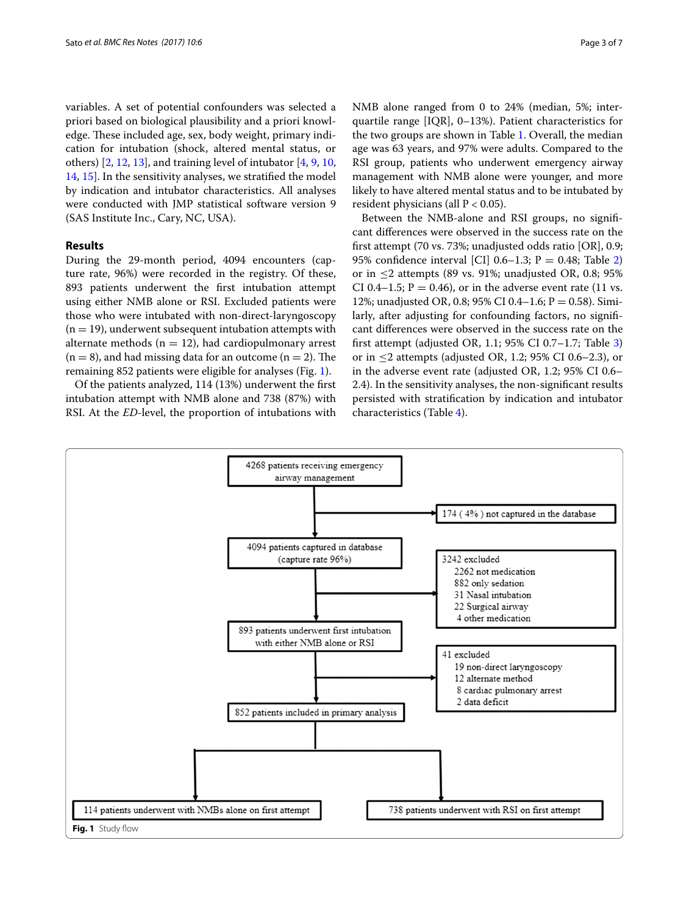variables. A set of potential confounders was selected a priori based on biological plausibility and a priori knowledge. These included age, sex, body weight, primary indication for intubation (shock, altered mental status, or others) [2, 12, 13], and training level of intubator [4, 9, 10, 14, 15]. In the sensitivity analyses, we stratified the model by indication and intubator characteristics. All analyses were conducted with JMP statistical software version 9 (SAS Institute Inc., Cary, NC, USA).

## Results

During the 29-month period, 4094 encounters (capture rate, 96%) were recorded in the registry. Of these, 893 patients underwent the first intubation attempt using either NMB alone or RSI. Excluded patients were those who were intubated with non-direct-laryngoscopy (n = 19), underwent subsequent intubation attempts with alternate methods (n = 12), had cardiopulmonary arrest (n = 8), and had missing data for an outcome (n = 2). The remaining 852 patients were eligible for analyses (Fig. 1).

Of the patients analyzed, 114 (13%) underwent the first intubation attempt with NMB alone and 738 (87%) with RSI. At the *ED*-level, the proportion of intubations with NMB alone ranged from 0 to 24% (median, 5%; interquartile range [IQR], 0–13%). Patient characteristics for the two groups are shown in Table 1. Overall, the median age was 63 years, and 97% were adults. Compared to the RSI group, patients who underwent emergency airway management with NMB alone were younger, and more likely to have altered mental status and to be intubated by resident physicians (all $P < 0.05$).

Between the NMB-alone and RSI groups, no significant differences were observed in the success rate on the first attempt (70 vs. 73%; unadjusted odds ratio [OR], 0.9; 95% confidence interval [CI] 0.6–1.3; $P = 0.48$; Table 2) or in $\leq 2$ attempts (89 vs. 91%; unadjusted OR, 0.8; 95% CI 0.4–1.5; $P = 0.46$), or in the adverse event rate (11 vs. 12%; unadjusted OR, 0.8; 95% CI 0.4–1.6; $P = 0.58$). Similarly, after adjusting for confounding factors, no significant differences were observed in the success rate on the first attempt (adjusted OR, 1.1; 95% CI 0.7–1.7; Table 3) or in $\leq 2$ attempts (adjusted OR, 1.2; 95% CI 0.6–2.3), or in the adverse event rate (adjusted OR, 1.2; 95% CI 0.6–2.4). In the sensitivity analyses, the non-significant results persisted with stratification by indication and intubator characteristics (Table 4).

4268 patients receiving emergency airway management

174 ( 4% ) not captured in the database

4094 patients captured in database (capture rate 96%)

3242 excluded
2262 not medication
882 only sedation
31 Nasal intubation
22 Surgical airway
4 other medication

893 patients underwent first intubation with either NMB alone or RSI

41 excluded
19 non-direct laryngoscopy
12 alternate method
8 cardiac pulmonary arrest
2 data deficit

852 patients included in primary analysis

114 patients underwent with NMBs alone on first attempt

738 patients underwent with RSI on first attempt

**Fig. 1** Study flow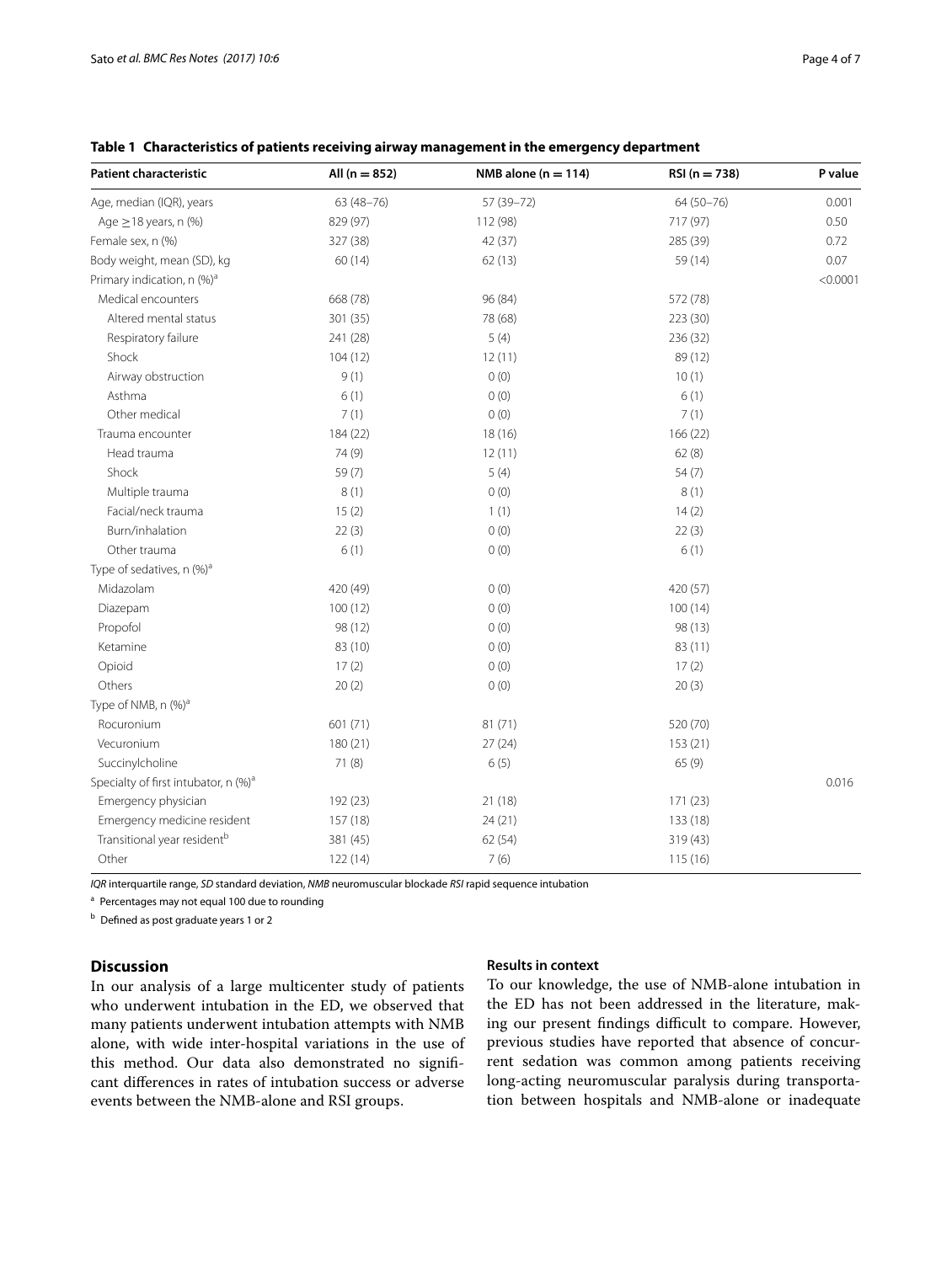**Table 1 Characteristics of patients receiving airway management in the emergency department**

| Patient characteristic | All (n = 852) | NMB alone (n = 114) | RSI (n = 738) | P value |
|---|---|---|---|---|
| Age, median (IQR), years | 63 (48–76) | 57 (39–72) | 64 (50–76) | 0.001 |
| Age ≥18 years, n (%) | 829 (97) | 112 (98) | 717 (97) | 0.50 |
| Female sex, n (%) | 327 (38) | 42 (37) | 285 (39) | 0.72 |
| Body weight, mean (SD), kg | 60 (14) | 62 (13) | 59 (14) | 0.07 |
| Primary indication, n (%)[a] | | | | <0.0001 |
| Medical encounters | 668 (78) | 96 (84) | 572 (78) | |
| Altered mental status | 301 (35) | 78 (68) | 223 (30) | |
| Respiratory failure | 241 (28) | 5 (4) | 236 (32) | |
| Shock | 104 (12) | 12 (11) | 89 (12) | |
| Airway obstruction | 9 (1) | 0 (0) | 10 (1) | |
| Asthma | 6 (1) | 0 (0) | 6 (1) | |
| Other medical | 7 (1) | 0 (0) | 7 (1) | |
| Trauma encounter | 184 (22) | 18 (16) | 166 (22) | |
| Head trauma | 74 (9) | 12 (11) | 62 (8) | |
| Shock | 59 (7) | 5 (4) | 54 (7) | |
| Multiple trauma | 8 (1) | 0 (0) | 8 (1) | |
| Facial/neck trauma | 15 (2) | 1 (1) | 14 (2) | |
| Burn/inhalation | 22 (3) | 0 (0) | 22 (3) | |
| Other trauma | 6 (1) | 0 (0) | 6 (1) | |
| Type of sedatives, n (%)[a] | | | | |
| Midazolam | 420 (49) | 0 (0) | 420 (57) | |
| Diazepam | 100 (12) | 0 (0) | 100 (14) | |
| Propofol | 98 (12) | 0 (0) | 98 (13) | |
| Ketamine | 83 (10) | 0 (0) | 83 (11) | |
| Opioid | 17 (2) | 0 (0) | 17 (2) | |
| Others | 20 (2) | 0 (0) | 20 (3) | |
| Type of NMB, n (%)[a] | | | | |
| Rocuronium | 601 (71) | 81 (71) | 520 (70) | |
| Vecuronium | 180 (21) | 27 (24) | 153 (21) | |
| Succinylcholine | 71 (8) | 6 (5) | 65 (9) | |
| Specialty of first intubator, n (%)[a] | | | | 0.016 |
| Emergency physician | 192 (23) | 21 (18) | 171 (23) | |
| Emergency medicine resident | 157 (18) | 24 (21) | 133 (18) | |
| Transitional year resident[b] | 381 (45) | 62 (54) | 319 (43) | |
| Other | 122 (14) | 7 (6) | 115 (16) | |

*IQR* interquartile range, *SD* standard deviation, *NMB* neuromuscular blockade *RSI* rapid sequence intubation

[a] Percentages may not equal 100 due to rounding

[b] Defined as post graduate years 1 or 2

## Discussion

In our analysis of a large multicenter study of patients who underwent intubation in the ED, we observed that many patients underwent intubation attempts with NMB alone, with wide inter-hospital variations in the use of this method. Our data also demonstrated no significant differences in rates of intubation success or adverse events between the NMB-alone and RSI groups.

### Results in context

To our knowledge, the use of NMB-alone intubation in the ED has not been addressed in the literature, making our present findings difficult to compare. However, previous studies have reported that absence of concurrent sedation was common among patients receiving long-acting neuromuscular paralysis during transportation between hospitals and NMB-alone or inadequate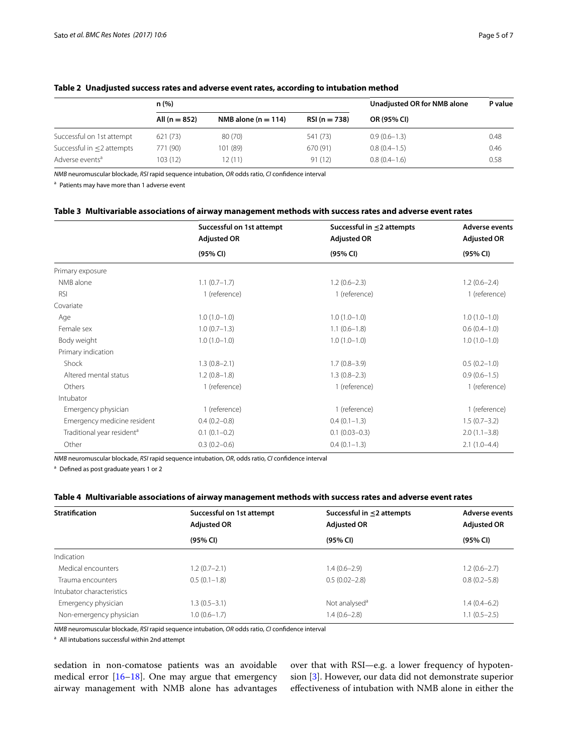**Table 2 Unadjusted success rates and adverse event rates, according to intubation method**

| | n (%) | | | Unadjusted OR for NMB alone | P value |
|---|---|---|---|---|---|
| | All (n = 852) | NMB alone (n = 114) | RSI (n = 738) | OR (95% CI) | |
| Successful on 1st attempt | 621 (73) | 80 (70) | 541 (73) | 0.9 (0.6–1.3) | 0.48 |
| Successful in ≤2 attempts | 771 (90) | 101 (89) | 670 (91) | 0.8 (0.4–1.5) | 0.46 |
| Adverse events[a] | 103 (12) | 12 (11) | 91 (12) | 0.8 (0.4–1.6) | 0.58 |

*NMB* neuromuscular blockade, *RSI* rapid sequence intubation, *OR* odds ratio, *CI* confidence interval

[a] Patients may have more than 1 adverse event

**Table 3 Multivariable associations of airway management methods with success rates and adverse event rates**

| | Successful on 1st attempt Adjusted OR (95% CI) | Successful in ≤2 attempts Adjusted OR (95% CI) | Adverse events Adjusted OR (95% CI) |
|---|---|---|---|
| Primary exposure | | | |
| NMB alone | 1.1 (0.7–1.7) | 1.2 (0.6–2.3) | 1.2 (0.6–2.4) |
| RSI | 1 (reference) | 1 (reference) | 1 (reference) |
| Covariate | | | |
| Age | 1.0 (1.0–1.0) | 1.0 (1.0–1.0) | 1.0 (1.0–1.0) |
| Female sex | 1.0 (0.7–1.3) | 1.1 (0.6–1.8) | 0.6 (0.4–1.0) |
| Body weight | 1.0 (1.0–1.0) | 1.0 (1.0–1.0) | 1.0 (1.0–1.0) |
| Primary indication | | | |
| Shock | 1.3 (0.8–2.1) | 1.7 (0.8–3.9) | 0.5 (0.2–1.0) |
| Altered mental status | 1.2 (0.8–1.8) | 1.3 (0.8–2.3) | 0.9 (0.6–1.5) |
| Others | 1 (reference) | 1 (reference) | 1 (reference) |
| Intubator | | | |
| Emergency physician | 1 (reference) | 1 (reference) | 1 (reference) |
| Emergency medicine resident | 0.4 (0.2–0.8) | 0.4 (0.1–1.3) | 1.5 (0.7–3.2) |
| Traditional year resident[a] | 0.1 (0.1–0.2) | 0.1 (0.03–0.3) | 2.0 (1.1–3.8) |
| Other | 0.3 (0.2–0.6) | 0.4 (0.1–1.3) | 2.1 (1.0–4.4) |

*NMB* neuromuscular blockade, *RSI* rapid sequence intubation, *OR*, odds ratio, *CI* confidence interval

[a] Defined as post graduate years 1 or 2

**Table 4 Multivariable associations of airway management methods with success rates and adverse event rates**

| Stratification | Successful on 1st attempt Adjusted OR (95% CI) | Successful in ≤2 attempts Adjusted OR (95% CI) | Adverse events Adjusted OR (95% CI) |
|---|---|---|---|
| Indication | | | |
| Medical encounters | 1.2 (0.7–2.1) | 1.4 (0.6–2.9) | 1.2 (0.6–2.7) |
| Trauma encounters | 0.5 (0.1–1.8) | 0.5 (0.02–2.8) | 0.8 (0.2–5.8) |
| Intubator characteristics | | | |
| Emergency physician | 1.3 (0.5–3.1) | Not analysed[a] | 1.4 (0.4–6.2) |
| Non-emergency physician | 1.0 (0.6–1.7) | 1.4 (0.6–2.8) | 1.1 (0.5–2.5) |

*NMB* neuromuscular blockade, *RSI* rapid sequence intubation, *OR* odds ratio, *CI* confidence interval

[a] All intubations successful within 2nd attempt

sedation in non-comatose patients was an avoidable medical error [16–18]. One may argue that emergency airway management with NMB alone has advantages over that with RSI—e.g. a lower frequency of hypotension [3]. However, our data did not demonstrate superior effectiveness of intubation with NMB alone in either the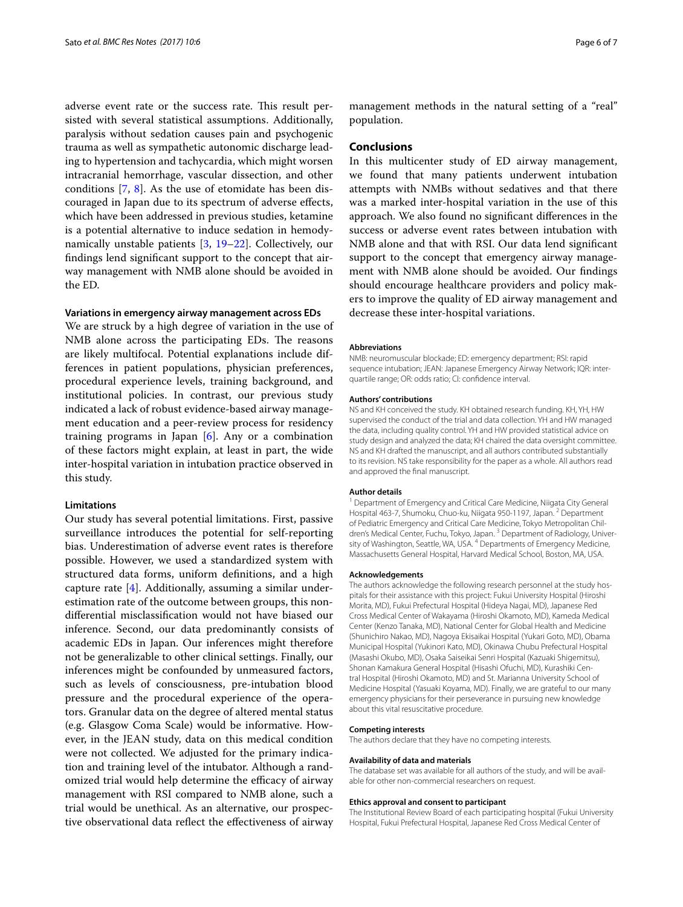adverse event rate or the success rate. This result persisted with several statistical assumptions. Additionally, paralysis without sedation causes pain and psychogenic trauma as well as sympathetic autonomic discharge leading to hypertension and tachycardia, which might worsen intracranial hemorrhage, vascular dissection, and other conditions [7, 8]. As the use of etomidate has been discouraged in Japan due to its spectrum of adverse effects, which have been addressed in previous studies, ketamine is a potential alternative to induce sedation in hemodynamically unstable patients [3, 19–22]. Collectively, our findings lend significant support to the concept that airway management with NMB alone should be avoided in the ED.

### Variations in emergency airway management across EDs

We are struck by a high degree of variation in the use of NMB alone across the participating EDs. The reasons are likely multifocal. Potential explanations include differences in patient populations, physician preferences, procedural experience levels, training background, and institutional policies. In contrast, our previous study indicated a lack of robust evidence-based airway management education and a peer-review process for residency training programs in Japan [6]. Any or a combination of these factors might explain, at least in part, the wide inter-hospital variation in intubation practice observed in this study.

### Limitations

Our study has several potential limitations. First, passive surveillance introduces the potential for self-reporting bias. Underestimation of adverse event rates is therefore possible. However, we used a standardized system with structured data forms, uniform definitions, and a high capture rate [4]. Additionally, assuming a similar underestimation rate of the outcome between groups, this non-differential misclassification would not have biased our inference. Second, our data predominantly consists of academic EDs in Japan. Our inferences might therefore not be generalizable to other clinical settings. Finally, our inferences might be confounded by unmeasured factors, such as levels of consciousness, pre-intubation blood pressure and the procedural experience of the operators. Granular data on the degree of altered mental status (e.g. Glasgow Coma Scale) would be informative. However, in the JEAN study, data on this medical condition were not collected. We adjusted for the primary indication and training level of the intubator. Although a randomized trial would help determine the efficacy of airway management with RSI compared to NMB alone, such a trial would be unethical. As an alternative, our prospective observational data reflect the effectiveness of airway management methods in the natural setting of a "real" population.

## Conclusions

In this multicenter study of ED airway management, we found that many patients underwent intubation attempts with NMBs without sedatives and that there was a marked inter-hospital variation in the use of this approach. We also found no significant differences in the success or adverse event rates between intubation with NMB alone and that with RSI. Our data lend significant support to the concept that emergency airway management with NMB alone should be avoided. Our findings should encourage healthcare providers and policy makers to improve the quality of ED airway management and decrease these inter-hospital variations.

#### Abbreviations

NMB: neuromuscular blockade; ED: emergency department; RSI: rapid sequence intubation; JEAN: Japanese Emergency Airway Network; IQR: interquartile range; OR: odds ratio; CI: confidence interval.

#### Authors' contributions

NS and KH conceived the study. KH obtained research funding. KH, YH, HW supervised the conduct of the trial and data collection. YH and HW managed the data, including quality control. YH and HW provided statistical advice on study design and analyzed the data; KH chaired the data oversight committee. NS and KH drafted the manuscript, and all authors contributed substantially to its revision. NS take responsibility for the paper as a whole. All authors read and approved the final manuscript.

#### Author details

[1] Department of Emergency and Critical Care Medicine, Niigata City General Hospital 463-7, Shumoku, Chuo-ku, Niigata 950-1197, Japan. [2] Department of Pediatric Emergency and Critical Care Medicine, Tokyo Metropolitan Children's Medical Center, Fuchu, Tokyo, Japan. [3] Department of Radiology, University of Washington, Seattle, WA, USA. [4] Departments of Emergency Medicine, Massachusetts General Hospital, Harvard Medical School, Boston, MA, USA.

#### Acknowledgements

The authors acknowledge the following research personnel at the study hospitals for their assistance with this project: Fukui University Hospital (Hiroshi Morita, MD), Fukui Prefectural Hospital (Hideya Nagai, MD), Japanese Red Cross Medical Center of Wakayama (Hiroshi Okamoto, MD), Kameda Medical Center (Kenzo Tanaka, MD), National Center for Global Health and Medicine (Shunichiro Nakao, MD), Nagoya Ekisaikai Hospital (Yukari Goto, MD), Obama Municipal Hospital (Yukinori Kato, MD), Okinawa Chubu Prefectural Hospital (Masashi Okubo, MD), Osaka Saiseikai Senri Hospital (Kazuaki Shigemitsu), Shonan Kamakura General Hospital (Hisashi Ofuchi, MD), Kurashiki Central Hospital (Hiroshi Okamoto, MD) and St. Marianna University School of Medicine Hospital (Yasuaki Koyama, MD). Finally, we are grateful to our many emergency physicians for their perseverance in pursuing new knowledge about this vital resuscitative procedure.

#### Competing interests

The authors declare that they have no competing interests.

#### Availability of data and materials

The database set was available for all authors of the study, and will be available for other non-commercial researchers on request.

#### Ethics approval and consent to participant

The Institutional Review Board of each participating hospital (Fukui University Hospital, Fukui Prefectural Hospital, Japanese Red Cross Medical Center of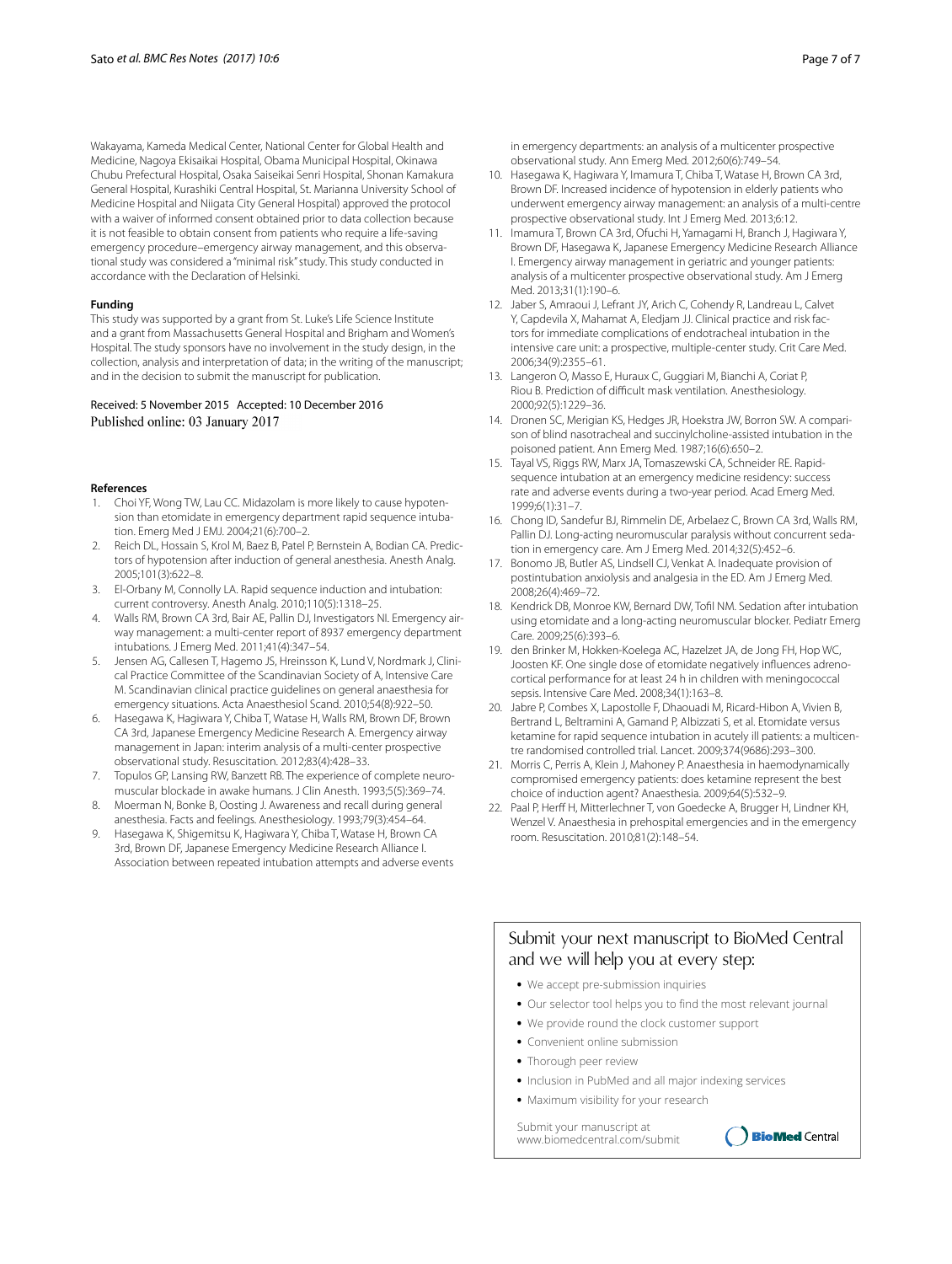Wakayama, Kameda Medical Center, National Center for Global Health and Medicine, Nagoya Ekisaikai Hospital, Obama Municipal Hospital, Okinawa Chubu Prefectural Hospital, Osaka Saiseikai Senri Hospital, Shonan Kamakura General Hospital, Kurashiki Central Hospital, St. Marianna University School of Medicine Hospital and Niigata City General Hospital) approved the protocol with a waiver of informed consent obtained prior to data collection because it is not feasible to obtain consent from patients who require a life-saving emergency procedure–emergency airway management, and this observational study was considered a "minimal risk" study. This study conducted in accordance with the Declaration of Helsinki.

#### Funding

This study was supported by a grant from St. Luke's Life Science Institute and a grant from Massachusetts General Hospital and Brigham and Women's Hospital. The study sponsors have no involvement in the study design, in the collection, analysis and interpretation of data; in the writing of the manuscript; and in the decision to submit the manuscript for publication.

Received: 5 November 2015 Accepted: 10 December 2016
Published online: 03 January 2017

#### References

1. Choi YF, Wong TW, Lau CC. Midazolam is more likely to cause hypotension than etomidate in emergency department rapid sequence intubation. Emerg Med J EMJ. 2004;21(6):700–2.
2. Reich DL, Hossain S, Krol M, Baez B, Patel P, Bernstein A, Bodian CA. Predictors of hypotension after induction of general anesthesia. Anesth Analg. 2005;101(3):622–8.
3. El-Orbany M, Connolly LA. Rapid sequence induction and intubation: current controversy. Anesth Analg. 2010;110(5):1318–25.
4. Walls RM, Brown CA 3rd, Bair AE, Pallin DJ, Investigators NI. Emergency airway management: a multi-center report of 8937 emergency department intubations. J Emerg Med. 2011;41(4):347–54.
5. Jensen AG, Callesen T, Hagemo JS, Hreinsson K, Lund V, Nordmark J, Clinical Practice Committee of the Scandinavian Society of A, Intensive Care M. Scandinavian clinical practice guidelines on general anaesthesia for emergency situations. Acta Anaesthesiol Scand. 2010;54(8):922–50.
6. Hasegawa K, Hagiwara Y, Chiba T, Watase H, Walls RM, Brown DF, Brown CA 3rd, Japanese Emergency Medicine Research A. Emergency airway management in Japan: interim analysis of a multi-center prospective observational study. Resuscitation. 2012;83(4):428–33.
7. Topulos GP, Lansing RW, Banzett RB. The experience of complete neuromuscular blockade in awake humans. J Clin Anesth. 1993;5(5):369–74.
8. Moerman N, Bonke B, Oosting J. Awareness and recall during general anesthesia. Facts and feelings. Anesthesiology. 1993;79(3):454–64.
9. Hasegawa K, Shigemitsu K, Hagiwara Y, Chiba T, Watase H, Brown CA 3rd, Brown DF, Japanese Emergency Medicine Research Alliance I. Association between repeated intubation attempts and adverse events in emergency departments: an analysis of a multicenter prospective observational study. Ann Emerg Med. 2012;60(6):749–54.
10. Hasegawa K, Hagiwara Y, Imamura T, Chiba T, Watase H, Brown CA 3rd, Brown DF. Increased incidence of hypotension in elderly patients who underwent emergency airway management: an analysis of a multi-centre prospective observational study. Int J Emerg Med. 2013;6:12.
11. Imamura T, Brown CA 3rd, Ofuchi H, Yamagami H, Branch J, Hagiwara Y, Brown DF, Hasegawa K, Japanese Emergency Medicine Research Alliance I. Emergency airway management in geriatric and younger patients: analysis of a multicenter prospective observational study. Am J Emerg Med. 2013;31(1):190–6.
12. Jaber S, Amraoui J, Lefrant JY, Arich C, Cohendy R, Landreau L, Calvet Y, Capdevila X, Mahamat A, Eledjam JJ. Clinical practice and risk factors for immediate complications of endotracheal intubation in the intensive care unit: a prospective, multiple-center study. Crit Care Med. 2006;34(9):2355–61.
13. Langeron O, Masso E, Huraux C, Guggiari M, Bianchi A, Coriat P, Riou B. Prediction of difficult mask ventilation. Anesthesiology. 2000;92(5):1229–36.
14. Dronen SC, Merigian KS, Hedges JR, Hoekstra JW, Borron SW. A comparison of blind nasotracheal and succinylcholine-assisted intubation in the poisoned patient. Ann Emerg Med. 1987;16(6):650–2.
15. Tayal VS, Riggs RW, Marx JA, Tomaszewski CA, Schneider RE. Rapid-sequence intubation at an emergency medicine residency: success rate and adverse events during a two-year period. Acad Emerg Med. 1999;6(1):31–7.
16. Chong ID, Sandefur BJ, Rimmelin DE, Arbelaez C, Brown CA 3rd, Walls RM, Pallin DJ. Long-acting neuromuscular paralysis without concurrent sedation in emergency care. Am J Emerg Med. 2014;32(5):452–6.
17. Bonomo JB, Butler AS, Lindsell CJ, Venkat A. Inadequate provision of postintubation anxiolysis and analgesia in the ED. Am J Emerg Med. 2008;26(4):469–72.
18. Kendrick DB, Monroe KW, Bernard DW, Tofil NM. Sedation after intubation using etomidate and a long-acting neuromuscular blocker. Pediatr Emerg Care. 2009;25(6):393–6.
19. den Brinker M, Hokken-Koelega AC, Hazelzet JA, de Jong FH, Hop WC, Joosten KF. One single dose of etomidate negatively influences adrenocortical performance for at least 24 h in children with meningococcal sepsis. Intensive Care Med. 2008;34(1):163–8.
20. Jabre P, Combes X, Lapostolle F, Dhaouadi M, Ricard-Hibon A, Vivien B, Bertrand L, Beltramini A, Gamand P, Albizzati S, et al. Etomidate versus ketamine for rapid sequence intubation in acutely ill patients: a multicentre randomised controlled trial. Lancet. 2009;374(9686):293–300.
21. Morris C, Perris A, Klein J, Mahoney P. Anaesthesia in haemodynamically compromised emergency patients: does ketamine represent the best choice of induction agent? Anaesthesia. 2009;64(5):532–9.
22. Paal P, Herff H, Mitterlechner T, von Goedecke A, Brugger H, Lindner KH, Wenzel V. Anaesthesia in prehospital emergencies and in the emergency room. Resuscitation. 2010;81(2):148–54.

Submit your next manuscript to BioMed Central and we will help you at every step:

- We accept pre-submission inquiries
- Our selector tool helps you to find the most relevant journal
- We provide round the clock customer support
- Convenient online submission
- Thorough peer review
- Inclusion in PubMed and all major indexing services
- Maximum visibility for your research

Submit your manuscript at
www.biomedcentral.com/submit

BioMed Central